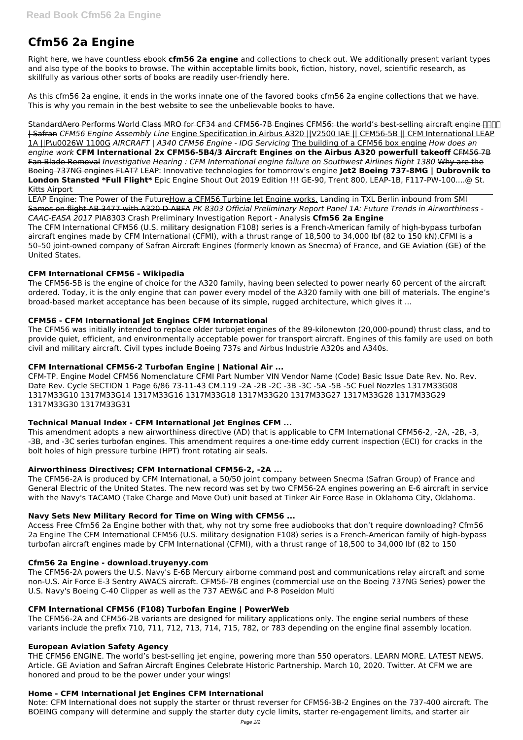# Cfm56 2a Engine

Right here, we have countless ebook **cfm56 2a engine** and collections to check out. We additionally present variant types and also type of the books to browse. The within acceptable limits book, fiction, history, novel, scientific research, as skillfully as various other sorts of books are readily user-friendly here.

As this cfm56 2a engine, it ends in the works innate one of the favored books cfm56 2a engine collections that we have. This is why you remain in the best website to see the unbelievable books to have.

StandardAero Performs World Class MRO for CF34 and CFM56-7B Engines CFM56: the world's best-selling aircraft engine | Safran *CFM56 Engine Assembly Line* Engine Specification in Airbus A320 ||V2500 IAE || CFM56-5B || CFM International LEAP 1A ||P\u0026W 1100G *AIRCRAFT | A340 CFM56 Engine - IDG Servicing* The building of a CFM56 box engine *How does an engine work* **CFM International 2x CFM56-5B4/3 Aircraft Engines on the Airbus A320 powerfull takeoff** CFM56 7B Fan Blade Removal *Investigative Hearing : CFM International engine failure on Southwest Airlines flight 1380* Why are the Boeing 737NG engines FLAT? LEAP: Innovative technologies for tomorrow's engine **Jet2 Boeing 737-8MG | Dubrovnik to London Stansted \*Full Flight\*** Epic Engine Shout Out 2019 Edition !!! GE-90, Trent 800, LEAP-1B, F117-PW-100....@ St. Kitts Airport

LEAP Engine: The Power of the FutureHow a CFM56 Turbine Jet Engine works. Landing in TXL Berlin inbound from SMI Samos on flight AB 3477 with A320 D-ABFA *PK 8303 Official Preliminary Report Panel 1A: Future Trends in Airworthiness - CAAC-EASA 2017* PIA8303 Crash Preliminary Investigation Report - Analysis **Cfm56 2a Engine**

The CFM International CFM56 (U.S. military designation F108) series is a French-American family of high-bypass turbofan aircraft engines made by CFM International (CFMI), with a thrust range of 18,500 to 34,000 lbf (82 to 150 kN).CFMI is a 50–50 joint-owned company of Safran Aircraft Engines (formerly known as Snecma) of France, and GE Aviation (GE) of the United States.

### CFM International CFM56 - Wikipedia

The CFM56-5B is the engine of choice for the A320 family, having been selected to power nearly 60 percent of the aircraft ordered. Today, it is the only engine that can power every model of the A320 family with one bill of materials. The engine's broad-based market acceptance has been because of its simple, rugged architecture, which gives it ...

### CFM56 - CFM International Jet Engines CFM International

The CFM56 was initially intended to replace older turbojet engines of the 89-kilonewton (20,000-pound) thrust class, and to provide quiet, efficient, and environmentally acceptable power for transport aircraft. Engines of this family are used on both civil and military aircraft. Civil types include Boeing 737s and Airbus Industrie A320s and A340s.

### CFM International CFM56-2 Turbofan Engine | National Air ...

CFM-TP. Engine Model CFM56 Nomenclature CFMI Part Number VIN Vendor Name (Code) Basic Issue Date Rev. No. Rev. Date Rev. Cycle SECTION 1 Page 6/86 73-11-43 CM.119 -2A -2B -2C -3B -3C -5A -5B -5C Fuel Nozzles 1317M33G08 1317M33G10 1317M33G14 1317M33G16 1317M33G18 1317M33G20 1317M33G27 1317M33G28 1317M33G29 1317M33G30 1317M33G31

### Technical Manual Index - CFM International Jet Engines CFM ...

This amendment adopts a new airworthiness directive (AD) that is applicable to CFM International CFM56-2, -2A, -2B, -3, -3B, and -3C series turbofan engines. This amendment requires a one-time eddy current inspection (ECI) for cracks in the bolt holes of high pressure turbine (HPT) front rotating air seals.

### Airworthiness Directives; CFM International CFM56-2, -2A ...

The CFM56-2A is produced by CFM International, a 50/50 joint company between Snecma (Safran Group) of France and General Electric of the United States. The new record was set by two CFM56-2A engines powering an E-6 aircraft in service with the Navy's TACAMO (Take Charge and Move Out) unit based at Tinker Air Force Base in Oklahoma City, Oklahoma.

### Navy Sets New Military Record for Time on Wing with CFM56 ...

Access Free Cfm56 2a Engine bother with that, why not try some free audiobooks that don't require downloading? Cfm56 2a Engine The CFM International CFM56 (U.S. military designation F108) series is a French-American family of high-bypass turbofan aircraft engines made by CFM International (CFMI), with a thrust range of 18,500 to 34,000 lbf (82 to 150

### Cfm56 2a Engine - download.truyenyy.com

The CFM56-2A powers the U.S. Navy's E-6B Mercury airborne command post and communications relay aircraft and some non-U.S. Air Force E-3 Sentry AWACS aircraft. CFM56-7B engines (commercial use on the Boeing 737NG Series) power the U.S. Navy's Boeing C-40 Clipper as well as the 737 AEW&C and P-8 Poseidon Multi

### CFM International CFM56 (F108) Turbofan Engine | PowerWeb

The CFM56-2A and CFM56-2B variants are designed for military applications only. The engine serial numbers of these variants include the prefix 710, 711, 712, 713, 714, 715, 782, or 783 depending on the engine final assembly location.

### European Aviation Safety Agency

THE CFM56 ENGINE. The world's best-selling jet engine, powering more than 550 operators. LEARN MORE. LATEST NEWS. Article. GE Aviation and Safran Aircraft Engines Celebrate Historic Partnership. March 10, 2020. Twitter. At CFM we are honored and proud to be the power under your wings!

### Home - CFM International Jet Engines CFM International

Note: CFM International does not supply the starter or thrust reverser for CFM56-3B-2 Engines on the 737-400 aircraft. The BOEING company will determine and supply the starter duty cycle limits, starter re-engagement limits, and starter air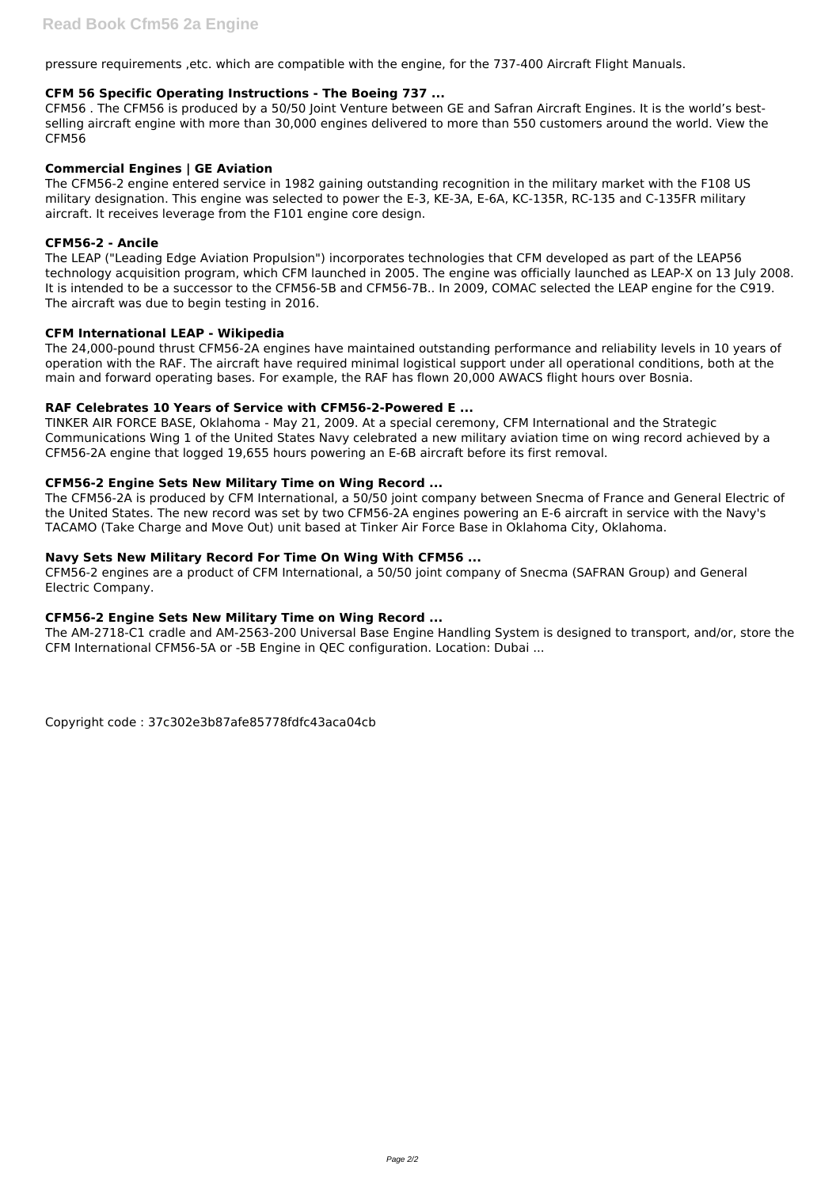pressure requirements ,etc. which are compatible with the engine, for the 737-400 Aircraft Flight Manuals.

### CFM 56 Specific Operating Instructions - The Boeing 737 ...

CFM56 . The CFM56 is produced by a 50/50 Joint Venture between GE and Safran Aircraft Engines. It is the world's best-selling aircraft engine with more than 30,000 engines delivered to more than 550 customers around the world. View the CFM56

### Commercial Engines | GE Aviation

The CFM56-2 engine entered service in 1982 gaining outstanding recognition in the military market with the F108 US military designation. This engine was selected to power the E-3, KE-3A, E-6A, KC-135R, RC-135 and C-135FR military aircraft. It receives leverage from the F101 engine core design.

### CFM56-2 - Ancile

The LEAP ("Leading Edge Aviation Propulsion") incorporates technologies that CFM developed as part of the LEAP56 technology acquisition program, which CFM launched in 2005. The engine was officially launched as LEAP-X on 13 July 2008. It is intended to be a successor to the CFM56-5B and CFM56-7B.. In 2009, COMAC selected the LEAP engine for the C919. The aircraft was due to begin testing in 2016.

### CFM International LEAP - Wikipedia

The 24,000-pound thrust CFM56-2A engines have maintained outstanding performance and reliability levels in 10 years of operation with the RAF. The aircraft have required minimal logistical support under all operational conditions, both at the main and forward operating bases. For example, the RAF has flown 20,000 AWACS flight hours over Bosnia.

### RAF Celebrates 10 Years of Service with CFM56-2-Powered E ...

TINKER AIR FORCE BASE, Oklahoma - May 21, 2009. At a special ceremony, CFM International and the Strategic Communications Wing 1 of the United States Navy celebrated a new military aviation time on wing record achieved by a CFM56-2A engine that logged 19,655 hours powering an E-6B aircraft before its first removal.

### CFM56-2 Engine Sets New Military Time on Wing Record ...

The CFM56-2A is produced by CFM International, a 50/50 joint company between Snecma of France and General Electric of the United States. The new record was set by two CFM56-2A engines powering an E-6 aircraft in service with the Navy's TACAMO (Take Charge and Move Out) unit based at Tinker Air Force Base in Oklahoma City, Oklahoma.

### Navy Sets New Military Record For Time On Wing With CFM56 ...

CFM56-2 engines are a product of CFM International, a 50/50 joint company of Snecma (SAFRAN Group) and General Electric Company.

### CFM56-2 Engine Sets New Military Time on Wing Record ...

The AM-2718-C1 cradle and AM-2563-200 Universal Base Engine Handling System is designed to transport, and/or, store the CFM International CFM56-5A or -5B Engine in QEC configuration. Location: Dubai ...

Copyright code : 37c302e3b87afe85778fdfc43aca04cb